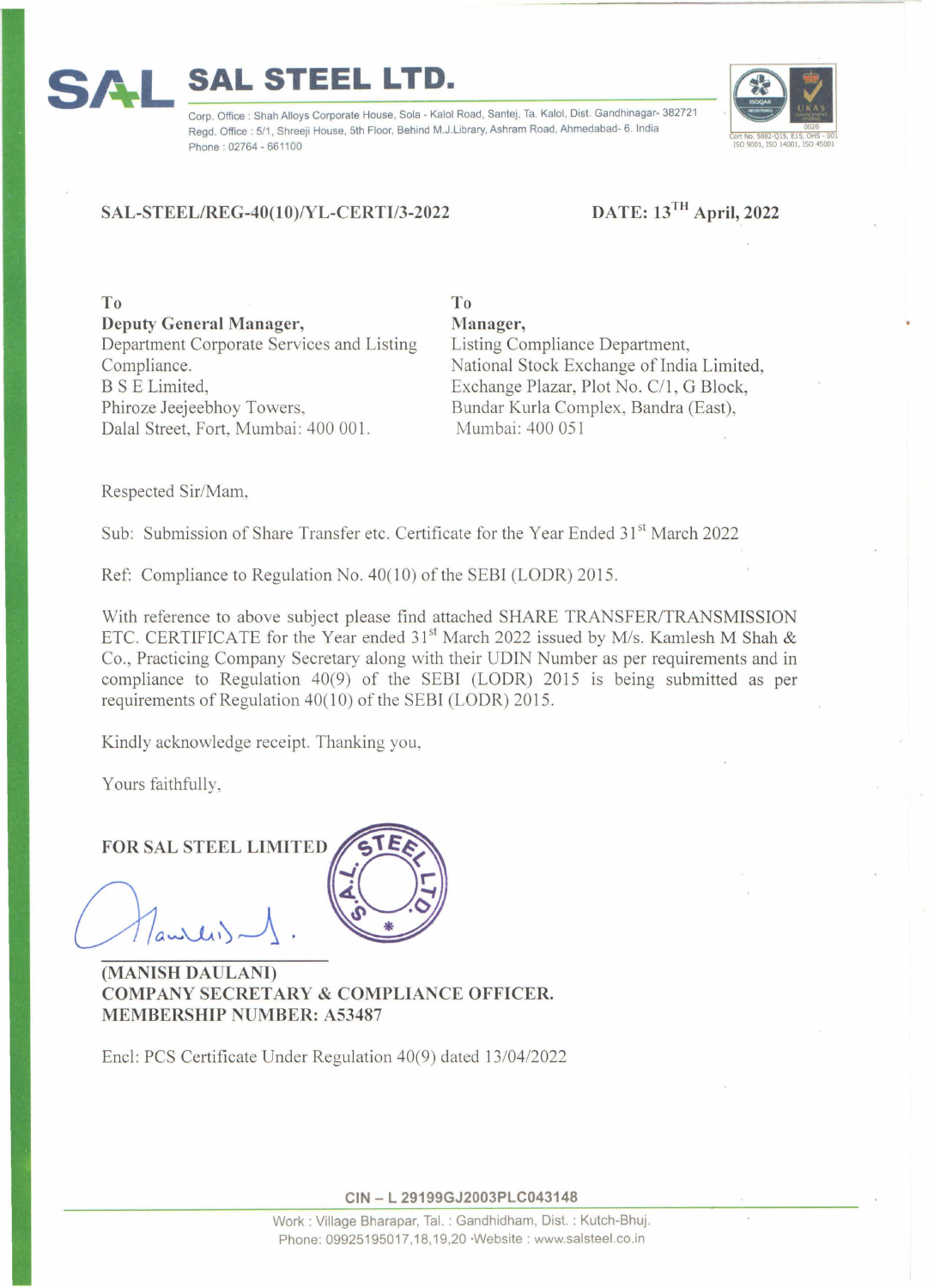# SAL STEEL LTD.

Corp. Office : Shah Alloys Corporate House, Sola - Kalol Road, Santej, Ta. Kalol, Dist. Gandhinagar- 382721
Regd. Office : 5/1, Shreeji House, 5th Floor, Behind M.J.Library, Ashram Road, Ahmedabad- 6. India
Phone : 02764 - 661100

Cert No. 5882-Q15, E15, OHS - 001
ISO 9001, ISO 14001, ISO 45001

**SAL-STEEL/REG-40(10)/YL-CERTI/3-2022** **DATE: 13[TH] April, 2022**

To
**Deputy General Manager,**
Department Corporate Services and Listing Compliance.
B S E Limited,
Phiroze Jeejeebhoy Towers,
Dalal Street, Fort, Mumbai: 400 001.

To
**Manager,**
Listing Compliance Department,
National Stock Exchange of India Limited,
Exchange Plazar, Plot No. C/1, G Block,
Bundar Kurla Complex, Bandra (East),
Mumbai: 400 051

Respected Sir/Mam,

Sub: Submission of Share Transfer etc. Certificate for the Year Ended 31[st] March 2022

Ref: Compliance to Regulation No. 40(10) of the SEBI (LODR) 2015.

With reference to above subject please find attached SHARE TRANSFER/TRANSMISSION ETC. CERTIFICATE for the Year ended 31[st] March 2022 issued by M/s. Kamlesh M Shah & Co., Practicing Company Secretary along with their UDIN Number as per requirements and in compliance to Regulation 40(9) of the SEBI (LODR) 2015 is being submitted as per requirements of Regulation 40(10) of the SEBI (LODR) 2015.

Kindly acknowledge receipt. Thanking you,

Yours faithfully,

**FOR SAL STEEL LIMITED**

**(MANISH DAULANI)**
**COMPANY SECRETARY & COMPLIANCE OFFICER.**
**MEMBERSHIP NUMBER: A53487**

Encl: PCS Certificate Under Regulation 40(9) dated 13/04/2022

**CIN – L 29199GJ2003PLC043148**

Work : Village Bharapar, Tal. : Gandhidham, Dist. : Kutch-Bhuj.
Phone: 09925195017,18,19,20 ·Website : www.salsteel.co.in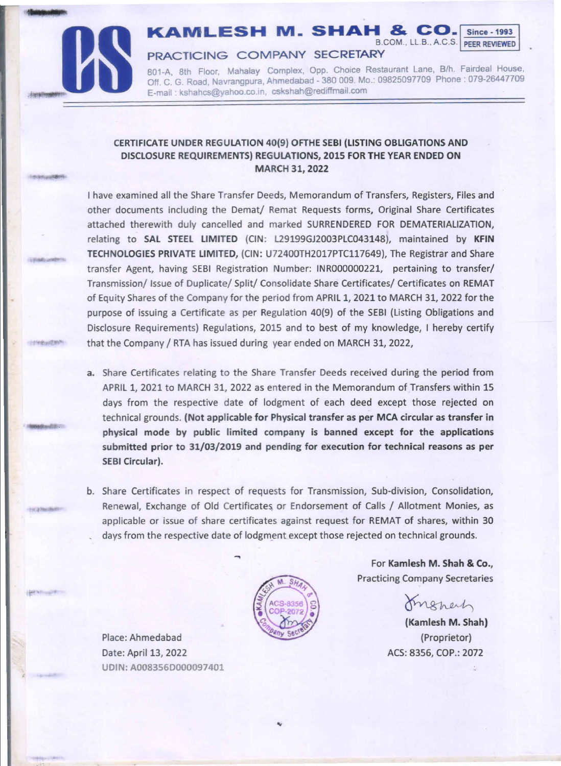# KAMLESH M. SHAH & CO.

Since - 1993

B.COM., LL.B., A.C.S. PEER REVIEWED

PRACTICING COMPANY SECRETARY

801-A, 8th Floor, Mahalay Complex, Opp. Choice Restaurant Lane, B/h. Fairdeal House, Off. C. G. Road, Navrangpura, Ahmedabad - 380 009. Mo.: 09825097709 Phone : 079-26447709
E-mail : kshahcs@yahoo.co.in, cskshah@rediffmail.com

---

**CERTIFICATE UNDER REGULATION 40(9) OFTHE SEBI (LISTING OBLIGATIONS AND DISCLOSURE REQUIREMENTS) REGULATIONS, 2015 FOR THE YEAR ENDED ON MARCH 31, 2022**

I have examined all the Share Transfer Deeds, Memorandum of Transfers, Registers, Files and other documents including the Demat/ Remat Requests forms, Original Share Certificates attached therewith duly cancelled and marked SURRENDERED FOR DEMATERIALIZATION, relating to **SAL STEEL LIMITED** (CIN: L29199GJ2003PLC043148), maintained by **KFIN TECHNOLOGIES PRIVATE LIMITED,** (CIN: U72400TH2017PTC117649), The Registrar and Share transfer Agent, having SEBI Registration Number: INR000000221, pertaining to transfer/ Transmission/ Issue of Duplicate/ Split/ Consolidate Share Certificates/ Certificates on REMAT of Equity Shares of the Company for the period from APRIL 1, 2021 to MARCH 31, 2022 for the purpose of issuing a Certificate as per Regulation 40(9) of the SEBI (Listing Obligations and Disclosure Requirements) Regulations, 2015 and to best of my knowledge, I hereby certify that the Company / RTA has issued during year ended on MARCH 31, 2022,

a. Share Certificates relating to the Share Transfer Deeds received during the period from APRIL 1, 2021 to MARCH 31, 2022 as entered in the Memorandum of Transfers within 15 days from the respective date of lodgment of each deed except those rejected on technical grounds. **(Not applicable for Physical transfer as per MCA circular as transfer in physical mode by public limited company is banned except for the applications submitted prior to 31/03/2019 and pending for execution for technical reasons as per SEBI Circular).**

b. Share Certificates in respect of requests for Transmission, Sub-division, Consolidation, Renewal, Exchange of Old Certificates or Endorsement of Calls / Allotment Monies, as applicable or issue of share certificates against request for REMAT of shares, within 30 days from the respective date of lodgment except those rejected on technical grounds.

For **Kamlesh M. Shah & Co.,**
Practicing Company Secretaries

**(Kamlesh M. Shah)**
(Proprietor)
ACS: 8356, COP.: 2072

Place: Ahmedabad
Date: April 13, 2022
UDIN: A008356D000097401